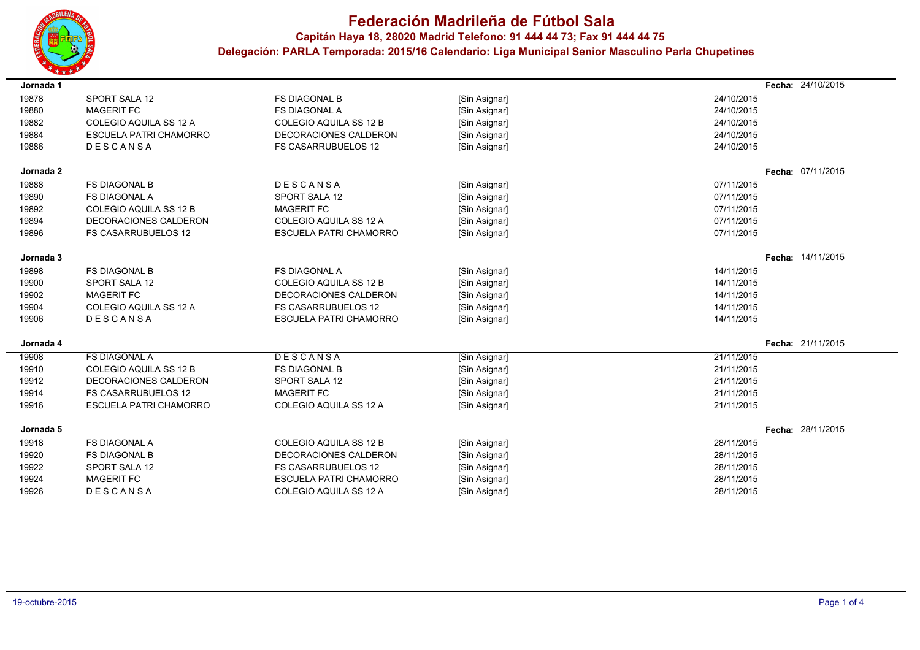# Federación Madrileña de Fútbol Sala

**Capitán Haya 18, 28020 Madrid Telefono: 91 444 44 73; Fax 91 444 44 75**

**Delegación: PARLA Temporada: 2015/16 Calendario: Liga Municipal Senior Masculino Parla Chupetines**

**Jornada 1** — **Fecha:** 24/10/2015

| | | | | |
|---|---|---|---|---|
| 19878 | SPORT SALA 12 | FS DIAGONAL B | [Sin Asignar] | 24/10/2015 |
| 19880 | MAGERIT FC | FS DIAGONAL A | [Sin Asignar] | 24/10/2015 |
| 19882 | COLEGIO AQUILA SS 12 A | COLEGIO AQUILA SS 12 B | [Sin Asignar] | 24/10/2015 |
| 19884 | ESCUELA PATRI CHAMORRO | DECORACIONES CALDERON | [Sin Asignar] | 24/10/2015 |
| 19886 | D E S C A N S A | FS CASARRUBUELOS 12 | [Sin Asignar] | 24/10/2015 |

**Jornada 2** — **Fecha:** 07/11/2015

| | | | | |
|---|---|---|---|---|
| 19888 | FS DIAGONAL B | D E S C A N S A | [Sin Asignar] | 07/11/2015 |
| 19890 | FS DIAGONAL A | SPORT SALA 12 | [Sin Asignar] | 07/11/2015 |
| 19892 | COLEGIO AQUILA SS 12 B | MAGERIT FC | [Sin Asignar] | 07/11/2015 |
| 19894 | DECORACIONES CALDERON | COLEGIO AQUILA SS 12 A | [Sin Asignar] | 07/11/2015 |
| 19896 | FS CASARRUBUELOS 12 | ESCUELA PATRI CHAMORRO | [Sin Asignar] | 07/11/2015 |

**Jornada 3** — **Fecha:** 14/11/2015

| | | | | |
|---|---|---|---|---|
| 19898 | FS DIAGONAL B | FS DIAGONAL A | [Sin Asignar] | 14/11/2015 |
| 19900 | SPORT SALA 12 | COLEGIO AQUILA SS 12 B | [Sin Asignar] | 14/11/2015 |
| 19902 | MAGERIT FC | DECORACIONES CALDERON | [Sin Asignar] | 14/11/2015 |
| 19904 | COLEGIO AQUILA SS 12 A | FS CASARRUBUELOS 12 | [Sin Asignar] | 14/11/2015 |
| 19906 | D E S C A N S A | ESCUELA PATRI CHAMORRO | [Sin Asignar] | 14/11/2015 |

**Jornada 4** — **Fecha:** 21/11/2015

| | | | | |
|---|---|---|---|---|
| 19908 | FS DIAGONAL A | D E S C A N S A | [Sin Asignar] | 21/11/2015 |
| 19910 | COLEGIO AQUILA SS 12 B | FS DIAGONAL B | [Sin Asignar] | 21/11/2015 |
| 19912 | DECORACIONES CALDERON | SPORT SALA 12 | [Sin Asignar] | 21/11/2015 |
| 19914 | FS CASARRUBUELOS 12 | MAGERIT FC | [Sin Asignar] | 21/11/2015 |
| 19916 | ESCUELA PATRI CHAMORRO | COLEGIO AQUILA SS 12 A | [Sin Asignar] | 21/11/2015 |

**Jornada 5** — **Fecha:** 28/11/2015

| | | | | |
|---|---|---|---|---|
| 19918 | FS DIAGONAL A | COLEGIO AQUILA SS 12 B | [Sin Asignar] | 28/11/2015 |
| 19920 | FS DIAGONAL B | DECORACIONES CALDERON | [Sin Asignar] | 28/11/2015 |
| 19922 | SPORT SALA 12 | FS CASARRUBUELOS 12 | [Sin Asignar] | 28/11/2015 |
| 19924 | MAGERIT FC | ESCUELA PATRI CHAMORRO | [Sin Asignar] | 28/11/2015 |
| 19926 | D E S C A N S A | COLEGIO AQUILA SS 12 A | [Sin Asignar] | 28/11/2015 |

19-octubre-2015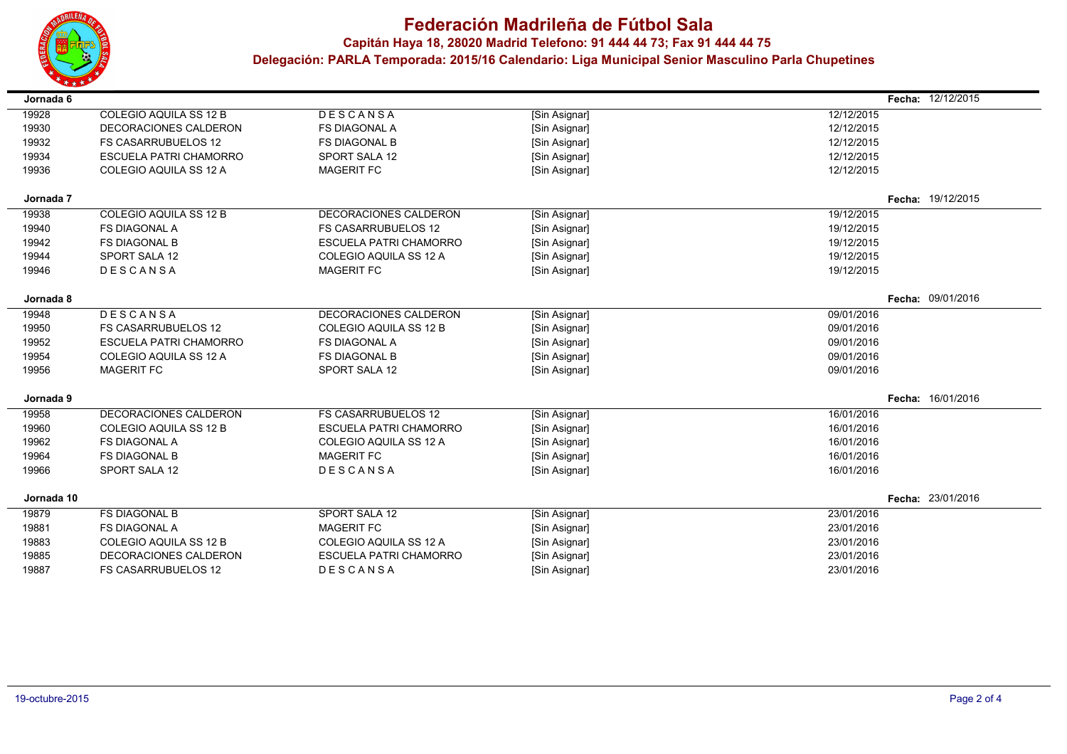# Federación Madrileña de Fútbol Sala

**Capitán Haya 18, 28020 Madrid Telefono: 91 444 44 73; Fax 91 444 44 75**

**Delegación: PARLA Temporada: 2015/16 Calendario: Liga Municipal Senior Masculino Parla Chupetines**

**Jornada 6** — **Fecha:** 12/12/2015

| | | | | |
|---|---|---|---|---|
| 19928 | COLEGIO AQUILA SS 12 B | D E S C A N S A | [Sin Asignar] | 12/12/2015 |
| 19930 | DECORACIONES CALDERON | FS DIAGONAL A | [Sin Asignar] | 12/12/2015 |
| 19932 | FS CASARRUBUELOS 12 | FS DIAGONAL B | [Sin Asignar] | 12/12/2015 |
| 19934 | ESCUELA PATRI CHAMORRO | SPORT SALA 12 | [Sin Asignar] | 12/12/2015 |
| 19936 | COLEGIO AQUILA SS 12 A | MAGERIT FC | [Sin Asignar] | 12/12/2015 |

**Jornada 7** — **Fecha:** 19/12/2015

| | | | | |
|---|---|---|---|---|
| 19938 | COLEGIO AQUILA SS 12 B | DECORACIONES CALDERON | [Sin Asignar] | 19/12/2015 |
| 19940 | FS DIAGONAL A | FS CASARRUBUELOS 12 | [Sin Asignar] | 19/12/2015 |
| 19942 | FS DIAGONAL B | ESCUELA PATRI CHAMORRO | [Sin Asignar] | 19/12/2015 |
| 19944 | SPORT SALA 12 | COLEGIO AQUILA SS 12 A | [Sin Asignar] | 19/12/2015 |
| 19946 | D E S C A N S A | MAGERIT FC | [Sin Asignar] | 19/12/2015 |

**Jornada 8** — **Fecha:** 09/01/2016

| | | | | |
|---|---|---|---|---|
| 19948 | D E S C A N S A | DECORACIONES CALDERON | [Sin Asignar] | 09/01/2016 |
| 19950 | FS CASARRUBUELOS 12 | COLEGIO AQUILA SS 12 B | [Sin Asignar] | 09/01/2016 |
| 19952 | ESCUELA PATRI CHAMORRO | FS DIAGONAL A | [Sin Asignar] | 09/01/2016 |
| 19954 | COLEGIO AQUILA SS 12 A | FS DIAGONAL B | [Sin Asignar] | 09/01/2016 |
| 19956 | MAGERIT FC | SPORT SALA 12 | [Sin Asignar] | 09/01/2016 |

**Jornada 9** — **Fecha:** 16/01/2016

| | | | | |
|---|---|---|---|---|
| 19958 | DECORACIONES CALDERON | FS CASARRUBUELOS 12 | [Sin Asignar] | 16/01/2016 |
| 19960 | COLEGIO AQUILA SS 12 B | ESCUELA PATRI CHAMORRO | [Sin Asignar] | 16/01/2016 |
| 19962 | FS DIAGONAL A | COLEGIO AQUILA SS 12 A | [Sin Asignar] | 16/01/2016 |
| 19964 | FS DIAGONAL B | MAGERIT FC | [Sin Asignar] | 16/01/2016 |
| 19966 | SPORT SALA 12 | D E S C A N S A | [Sin Asignar] | 16/01/2016 |

**Jornada 10** — **Fecha:** 23/01/2016

| | | | | |
|---|---|---|---|---|
| 19879 | FS DIAGONAL B | SPORT SALA 12 | [Sin Asignar] | 23/01/2016 |
| 19881 | FS DIAGONAL A | MAGERIT FC | [Sin Asignar] | 23/01/2016 |
| 19883 | COLEGIO AQUILA SS 12 B | COLEGIO AQUILA SS 12 A | [Sin Asignar] | 23/01/2016 |
| 19885 | DECORACIONES CALDERON | ESCUELA PATRI CHAMORRO | [Sin Asignar] | 23/01/2016 |
| 19887 | FS CASARRUBUELOS 12 | D E S C A N S A | [Sin Asignar] | 23/01/2016 |

19-octubre-2015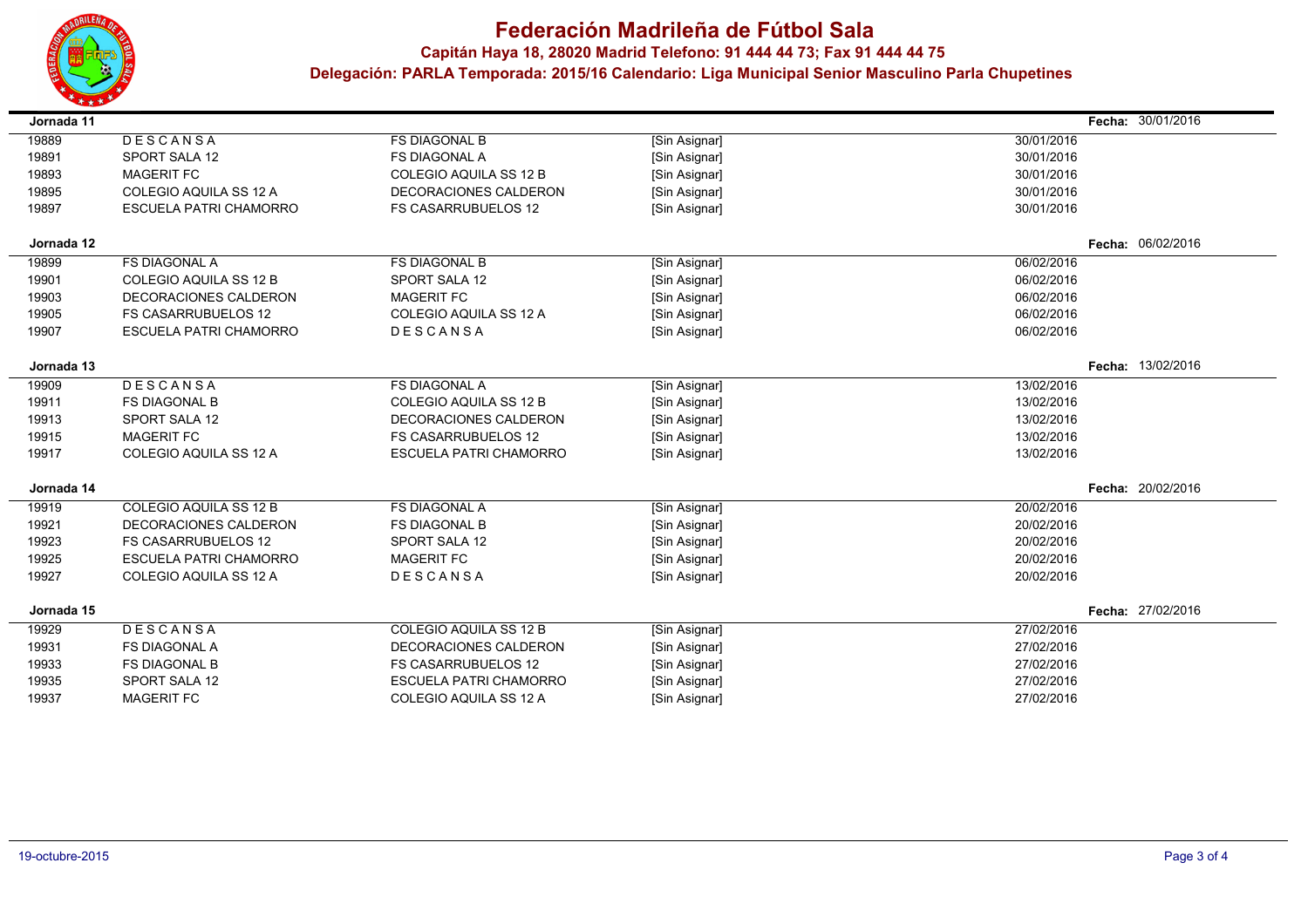# Federación Madrileña de Fútbol Sala

**Capitán Haya 18, 28020 Madrid Telefono: 91 444 44 73; Fax 91 444 44 75**

**Delegación: PARLA Temporada: 2015/16 Calendario: Liga Municipal Senior Masculino Parla Chupetines**

**Jornada 11** — **Fecha:** 30/01/2016

| | | | | |
|---|---|---|---|---|
| 19889 | D E S C A N S A | FS DIAGONAL B | [Sin Asignar] | 30/01/2016 |
| 19891 | SPORT SALA 12 | FS DIAGONAL A | [Sin Asignar] | 30/01/2016 |
| 19893 | MAGERIT FC | COLEGIO AQUILA SS 12 B | [Sin Asignar] | 30/01/2016 |
| 19895 | COLEGIO AQUILA SS 12 A | DECORACIONES CALDERON | [Sin Asignar] | 30/01/2016 |
| 19897 | ESCUELA PATRI CHAMORRO | FS CASARRUBUELOS 12 | [Sin Asignar] | 30/01/2016 |

**Jornada 12** — **Fecha:** 06/02/2016

| | | | | |
|---|---|---|---|---|
| 19899 | FS DIAGONAL A | FS DIAGONAL B | [Sin Asignar] | 06/02/2016 |
| 19901 | COLEGIO AQUILA SS 12 B | SPORT SALA 12 | [Sin Asignar] | 06/02/2016 |
| 19903 | DECORACIONES CALDERON | MAGERIT FC | [Sin Asignar] | 06/02/2016 |
| 19905 | FS CASARRUBUELOS 12 | COLEGIO AQUILA SS 12 A | [Sin Asignar] | 06/02/2016 |
| 19907 | ESCUELA PATRI CHAMORRO | D E S C A N S A | [Sin Asignar] | 06/02/2016 |

**Jornada 13** — **Fecha:** 13/02/2016

| | | | | |
|---|---|---|---|---|
| 19909 | D E S C A N S A | FS DIAGONAL A | [Sin Asignar] | 13/02/2016 |
| 19911 | FS DIAGONAL B | COLEGIO AQUILA SS 12 B | [Sin Asignar] | 13/02/2016 |
| 19913 | SPORT SALA 12 | DECORACIONES CALDERON | [Sin Asignar] | 13/02/2016 |
| 19915 | MAGERIT FC | FS CASARRUBUELOS 12 | [Sin Asignar] | 13/02/2016 |
| 19917 | COLEGIO AQUILA SS 12 A | ESCUELA PATRI CHAMORRO | [Sin Asignar] | 13/02/2016 |

**Jornada 14** — **Fecha:** 20/02/2016

| | | | | |
|---|---|---|---|---|
| 19919 | COLEGIO AQUILA SS 12 B | FS DIAGONAL A | [Sin Asignar] | 20/02/2016 |
| 19921 | DECORACIONES CALDERON | FS DIAGONAL B | [Sin Asignar] | 20/02/2016 |
| 19923 | FS CASARRUBUELOS 12 | SPORT SALA 12 | [Sin Asignar] | 20/02/2016 |
| 19925 | ESCUELA PATRI CHAMORRO | MAGERIT FC | [Sin Asignar] | 20/02/2016 |
| 19927 | COLEGIO AQUILA SS 12 A | D E S C A N S A | [Sin Asignar] | 20/02/2016 |

**Jornada 15** — **Fecha:** 27/02/2016

| | | | | |
|---|---|---|---|---|
| 19929 | D E S C A N S A | COLEGIO AQUILA SS 12 B | [Sin Asignar] | 27/02/2016 |
| 19931 | FS DIAGONAL A | DECORACIONES CALDERON | [Sin Asignar] | 27/02/2016 |
| 19933 | FS DIAGONAL B | FS CASARRUBUELOS 12 | [Sin Asignar] | 27/02/2016 |
| 19935 | SPORT SALA 12 | ESCUELA PATRI CHAMORRO | [Sin Asignar] | 27/02/2016 |
| 19937 | MAGERIT FC | COLEGIO AQUILA SS 12 A | [Sin Asignar] | 27/02/2016 |

19-octubre-2015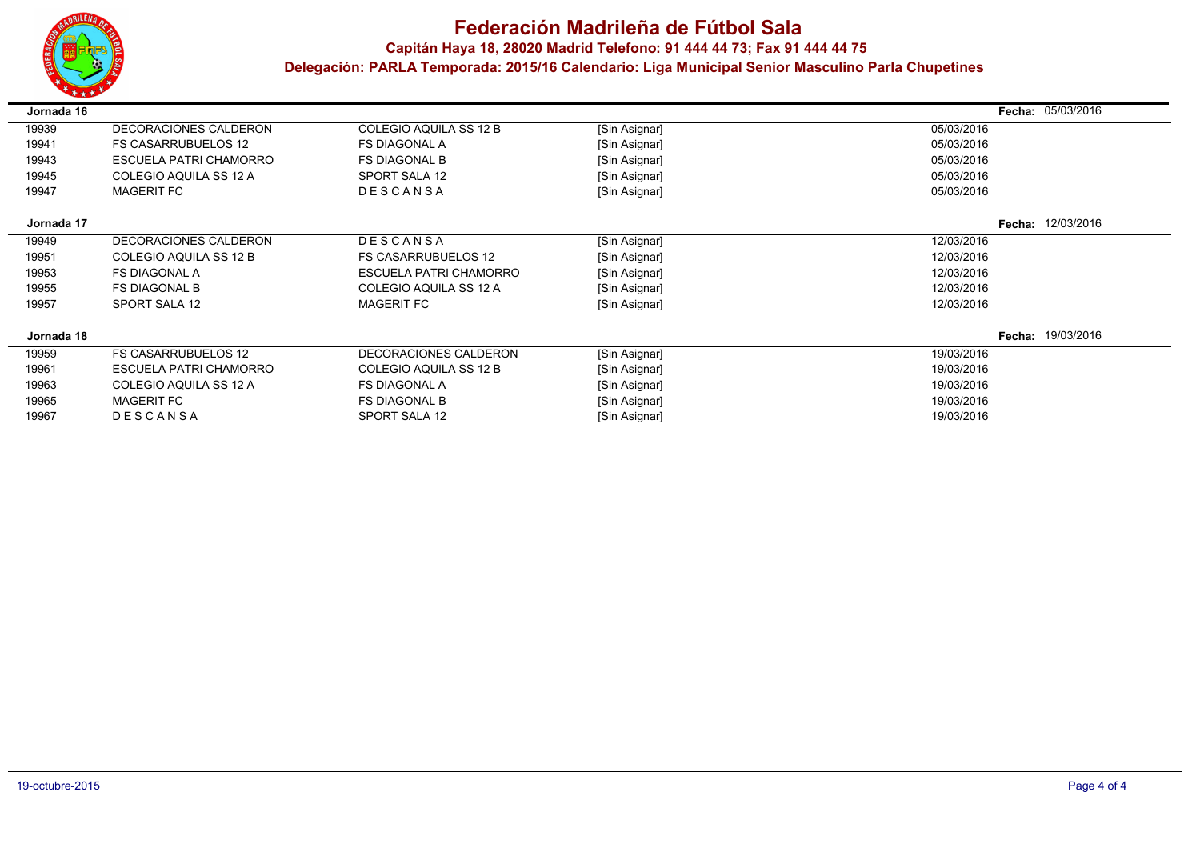# Federación Madrileña de Fútbol Sala

**Capitán Haya 18, 28020 Madrid Telefono: 91 444 44 73; Fax 91 444 44 75**

**Delegación: PARLA Temporada: 2015/16 Calendario: Liga Municipal Senior Masculino Parla Chupetines**

**Jornada 16** — **Fecha:** 05/03/2016

| | | | | |
|---|---|---|---|---|
| 19939 | DECORACIONES CALDERON | COLEGIO AQUILA SS 12 B | [Sin Asignar] | 05/03/2016 |
| 19941 | FS CASARRUBUELOS 12 | FS DIAGONAL A | [Sin Asignar] | 05/03/2016 |
| 19943 | ESCUELA PATRI CHAMORRO | FS DIAGONAL B | [Sin Asignar] | 05/03/2016 |
| 19945 | COLEGIO AQUILA SS 12 A | SPORT SALA 12 | [Sin Asignar] | 05/03/2016 |
| 19947 | MAGERIT FC | D E S C A N S A | [Sin Asignar] | 05/03/2016 |

**Jornada 17** — **Fecha:** 12/03/2016

| | | | | |
|---|---|---|---|---|
| 19949 | DECORACIONES CALDERON | D E S C A N S A | [Sin Asignar] | 12/03/2016 |
| 19951 | COLEGIO AQUILA SS 12 B | FS CASARRUBUELOS 12 | [Sin Asignar] | 12/03/2016 |
| 19953 | FS DIAGONAL A | ESCUELA PATRI CHAMORRO | [Sin Asignar] | 12/03/2016 |
| 19955 | FS DIAGONAL B | COLEGIO AQUILA SS 12 A | [Sin Asignar] | 12/03/2016 |
| 19957 | SPORT SALA 12 | MAGERIT FC | [Sin Asignar] | 12/03/2016 |

**Jornada 18** — **Fecha:** 19/03/2016

| | | | | |
|---|---|---|---|---|
| 19959 | FS CASARRUBUELOS 12 | DECORACIONES CALDERON | [Sin Asignar] | 19/03/2016 |
| 19961 | ESCUELA PATRI CHAMORRO | COLEGIO AQUILA SS 12 B | [Sin Asignar] | 19/03/2016 |
| 19963 | COLEGIO AQUILA SS 12 A | FS DIAGONAL A | [Sin Asignar] | 19/03/2016 |
| 19965 | MAGERIT FC | FS DIAGONAL B | [Sin Asignar] | 19/03/2016 |
| 19967 | D E S C A N S A | SPORT SALA 12 | [Sin Asignar] | 19/03/2016 |

19-octubre-2015